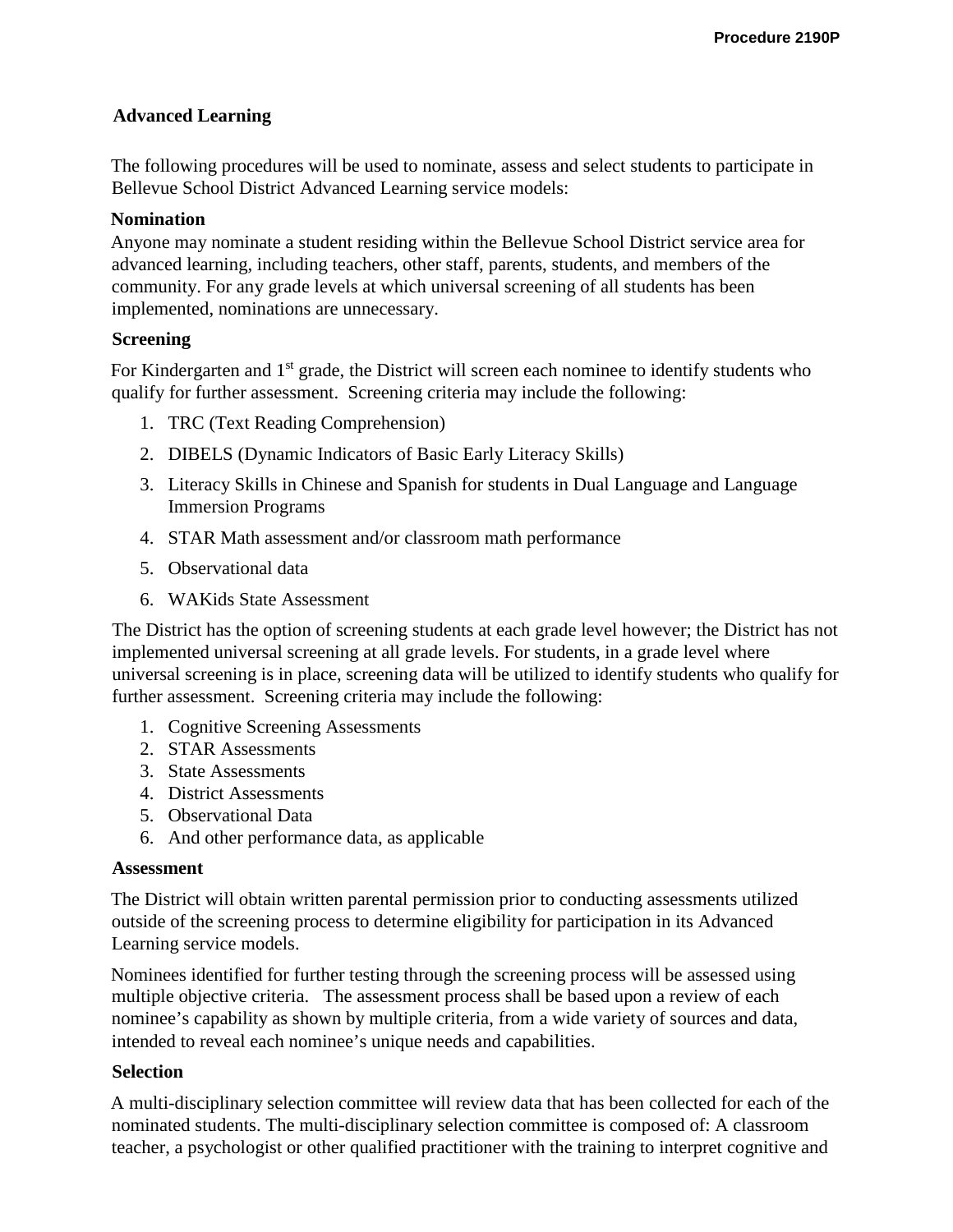# Advanced Learning

The following procedures will be used to nominate, assess and select students to participate in Bellevue School District Advanced Learning service models:

## Nomination

Anyone may nominate a student residing within the Bellevue School District service area for advanced learning, including teachers, other staff, parents, students, and members of the community. For any grade levels at which universal screening of all students has been implemented, nominations are unnecessary.

## Screening

For Kindergarten and 1st grade, the District will screen each nominee to identify students who qualify for further assessment. Screening criteria may include the following:

1. TRC (Text Reading Comprehension)
2. DIBELS (Dynamic Indicators of Basic Early Literacy Skills)
3. Literacy Skills in Chinese and Spanish for students in Dual Language and Language Immersion Programs
4. STAR Math assessment and/or classroom math performance
5. Observational data
6. WAKids State Assessment

The District has the option of screening students at each grade level however; the District has not implemented universal screening at all grade levels. For students, in a grade level where universal screening is in place, screening data will be utilized to identify students who qualify for further assessment. Screening criteria may include the following:

1. Cognitive Screening Assessments
2. STAR Assessments
3. State Assessments
4. District Assessments
5. Observational Data
6. And other performance data, as applicable

## Assessment

The District will obtain written parental permission prior to conducting assessments utilized outside of the screening process to determine eligibility for participation in its Advanced Learning service models.

Nominees identified for further testing through the screening process will be assessed using multiple objective criteria. The assessment process shall be based upon a review of each nominee's capability as shown by multiple criteria, from a wide variety of sources and data, intended to reveal each nominee's unique needs and capabilities.

## Selection

A multi-disciplinary selection committee will review data that has been collected for each of the nominated students. The multi-disciplinary selection committee is composed of: A classroom teacher, a psychologist or other qualified practitioner with the training to interpret cognitive and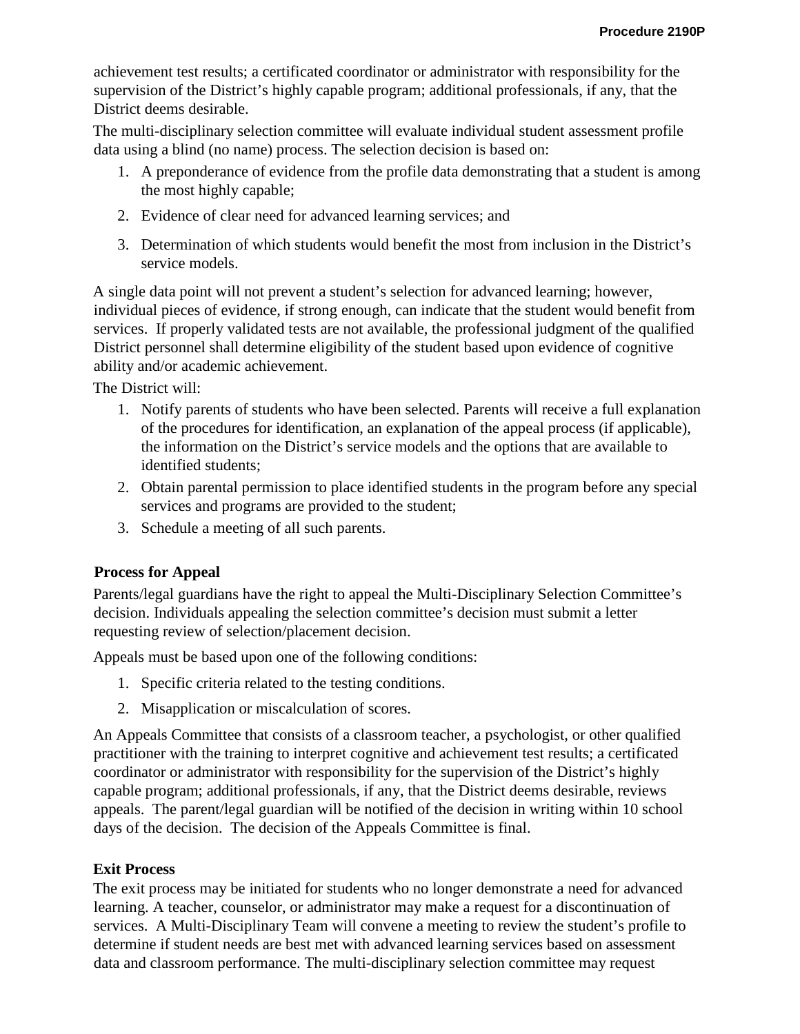achievement test results; a certificated coordinator or administrator with responsibility for the supervision of the District's highly capable program; additional professionals, if any, that the District deems desirable.

The multi-disciplinary selection committee will evaluate individual student assessment profile data using a blind (no name) process. The selection decision is based on:

1. A preponderance of evidence from the profile data demonstrating that a student is among the most highly capable;
2. Evidence of clear need for advanced learning services; and
3. Determination of which students would benefit the most from inclusion in the District's service models.

A single data point will not prevent a student's selection for advanced learning; however, individual pieces of evidence, if strong enough, can indicate that the student would benefit from services. If properly validated tests are not available, the professional judgment of the qualified District personnel shall determine eligibility of the student based upon evidence of cognitive ability and/or academic achievement.

The District will:

1. Notify parents of students who have been selected. Parents will receive a full explanation of the procedures for identification, an explanation of the appeal process (if applicable), the information on the District's service models and the options that are available to identified students;
2. Obtain parental permission to place identified students in the program before any special services and programs are provided to the student;
3. Schedule a meeting of all such parents.

**Process for Appeal**

Parents/legal guardians have the right to appeal the Multi-Disciplinary Selection Committee's decision. Individuals appealing the selection committee's decision must submit a letter requesting review of selection/placement decision.

Appeals must be based upon one of the following conditions:

1. Specific criteria related to the testing conditions.
2. Misapplication or miscalculation of scores.

An Appeals Committee that consists of a classroom teacher, a psychologist, or other qualified practitioner with the training to interpret cognitive and achievement test results; a certificated coordinator or administrator with responsibility for the supervision of the District's highly capable program; additional professionals, if any, that the District deems desirable, reviews appeals. The parent/legal guardian will be notified of the decision in writing within 10 school days of the decision. The decision of the Appeals Committee is final.

**Exit Process**

The exit process may be initiated for students who no longer demonstrate a need for advanced learning. A teacher, counselor, or administrator may make a request for a discontinuation of services. A Multi-Disciplinary Team will convene a meeting to review the student's profile to determine if student needs are best met with advanced learning services based on assessment data and classroom performance. The multi-disciplinary selection committee may request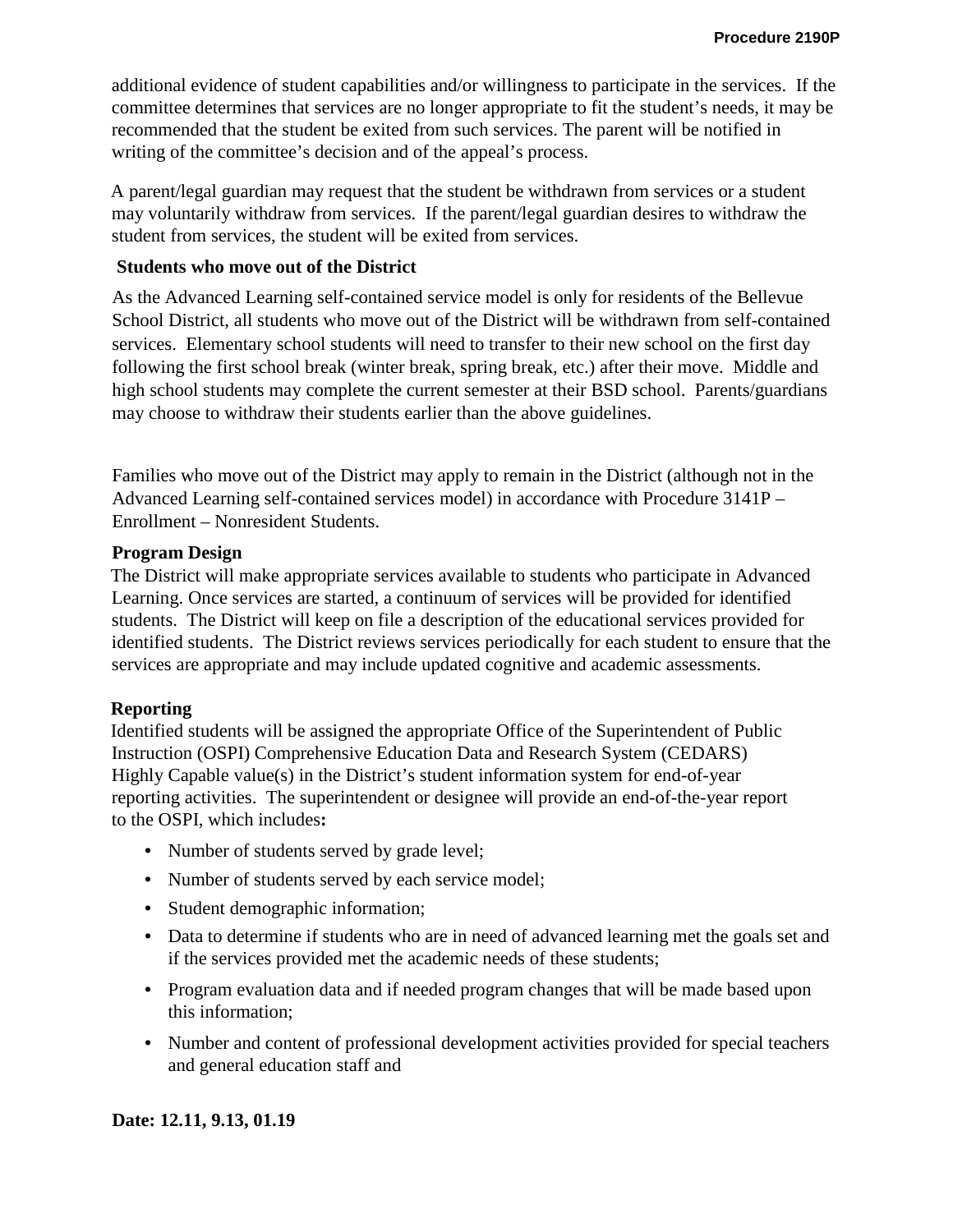additional evidence of student capabilities and/or willingness to participate in the services. If the committee determines that services are no longer appropriate to fit the student's needs, it may be recommended that the student be exited from such services. The parent will be notified in writing of the committee's decision and of the appeal's process.

A parent/legal guardian may request that the student be withdrawn from services or a student may voluntarily withdraw from services. If the parent/legal guardian desires to withdraw the student from services, the student will be exited from services.

**Students who move out of the District**

As the Advanced Learning self-contained service model is only for residents of the Bellevue School District, all students who move out of the District will be withdrawn from self-contained services. Elementary school students will need to transfer to their new school on the first day following the first school break (winter break, spring break, etc.) after their move. Middle and high school students may complete the current semester at their BSD school. Parents/guardians may choose to withdraw their students earlier than the above guidelines.

Families who move out of the District may apply to remain in the District (although not in the Advanced Learning self-contained services model) in accordance with Procedure 3141P – Enrollment – Nonresident Students.

**Program Design**

The District will make appropriate services available to students who participate in Advanced Learning. Once services are started, a continuum of services will be provided for identified students. The District will keep on file a description of the educational services provided for identified students. The District reviews services periodically for each student to ensure that the services are appropriate and may include updated cognitive and academic assessments.

**Reporting**

Identified students will be assigned the appropriate Office of the Superintendent of Public Instruction (OSPI) Comprehensive Education Data and Research System (CEDARS) Highly Capable value(s) in the District's student information system for end-of-year reporting activities. The superintendent or designee will provide an end-of-the-year report to the OSPI, which includes**:**

- Number of students served by grade level;
- Number of students served by each service model;
- Student demographic information;
- Data to determine if students who are in need of advanced learning met the goals set and if the services provided met the academic needs of these students;
- Program evaluation data and if needed program changes that will be made based upon this information;
- Number and content of professional development activities provided for special teachers and general education staff and

**Date: 12.11, 9.13, 01.19**